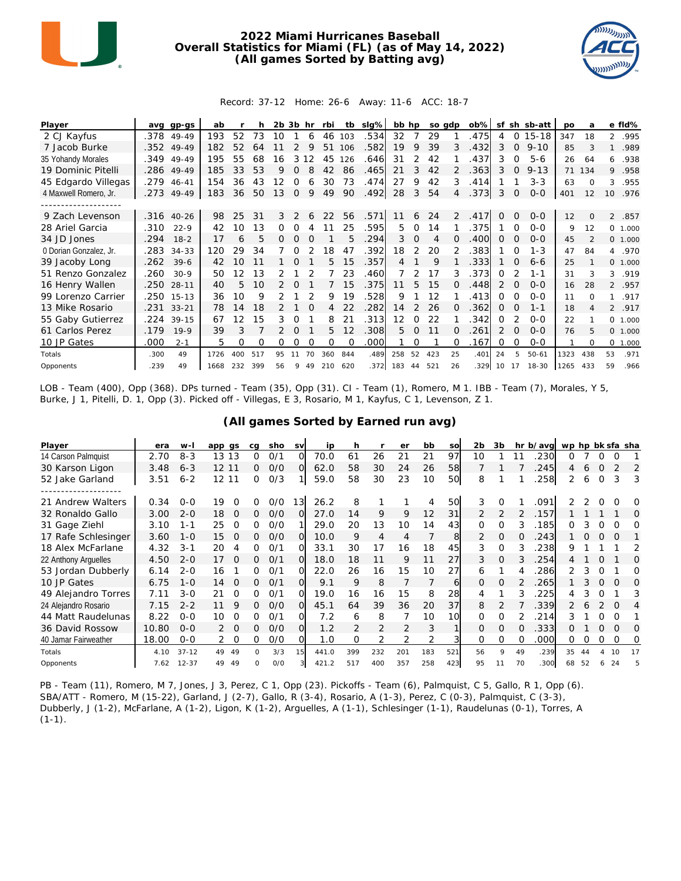# 2022 Miami Hurricanes Baseball
## Overall Statistics for Miami (FL) (as of May 14, 2022)
## (All games Sorted by Batting avg)

Record: 37-12 Home: 26-6 Away: 11-6 ACC: 18-7

| Player | avg | gp-gs | ab | r | h | 2b | 3b | hr | rbi | tb | slg% | bb | hp | so | gdp | ob% | sf | sh | sb-att | po | a | e | fld% |
|---|---|---|---|---|---|---|---|---|---|---|---|---|---|---|---|---|---|---|---|---|---|---|---|
| 2 CJ Kayfus | .378 | 49-49 | 193 | 52 | 73 | 10 | 1 | 6 | 46 | 103 | .534 | 32 | 7 | 29 | 1 | .475 | 4 | 0 | 15-18 | 347 | 18 | 2 | .995 |
| 7 Jacob Burke | .352 | 49-49 | 182 | 52 | 64 | 11 | 2 | 9 | 51 | 106 | .582 | 19 | 9 | 39 | 3 | .432 | 3 | 0 | 9-10 | 85 | 3 | 1 | .989 |
| 35 Yohandy Morales | .349 | 49-49 | 195 | 55 | 68 | 16 | 3 | 12 | 45 | 126 | .646 | 31 | 2 | 42 | 1 | .437 | 3 | 0 | 5-6 | 26 | 64 | 6 | .938 |
| 19 Dominic Pitelli | .286 | 49-49 | 185 | 33 | 53 | 9 | 0 | 8 | 42 | 86 | .465 | 21 | 3 | 42 | 2 | .363 | 3 | 0 | 9-13 | 71 | 134 | 9 | .958 |
| 45 Edgardo Villegas | .279 | 46-41 | 154 | 36 | 43 | 12 | 0 | 6 | 30 | 73 | .474 | 27 | 9 | 42 | 3 | .414 | 1 | 1 | 3-3 | 63 | 0 | 3 | .955 |
| 4 Maxwell Romero, Jr. | .273 | 49-49 | 183 | 36 | 50 | 13 | 0 | 9 | 49 | 90 | .492 | 28 | 3 | 54 | 4 | .373 | 3 | 0 | 0-0 | 401 | 12 | 10 | .976 |
| -------------------- | | | | | | | | | | | | | | | | | | | | | | | |
| 9 Zach Levenson | .316 | 40-26 | 98 | 25 | 31 | 3 | 2 | 6 | 22 | 56 | .571 | 11 | 6 | 24 | 2 | .417 | 0 | 0 | 0-0 | 12 | 0 | 2 | .857 |
| 28 Ariel Garcia | .310 | 22-9 | 42 | 10 | 13 | 0 | 0 | 4 | 11 | 25 | .595 | 5 | 0 | 14 | 1 | .375 | 1 | 0 | 0-0 | 9 | 12 | 0 | 1.000 |
| 34 JD Jones | .294 | 18-2 | 17 | 6 | 5 | 0 | 0 | 0 | 1 | 5 | .294 | 3 | 0 | 4 | 0 | .400 | 0 | 0 | 0-0 | 45 | 2 | 0 | 1.000 |
| 0 Dorian Gonzalez, Jr. | .283 | 34-33 | 120 | 29 | 34 | 7 | 0 | 2 | 18 | 47 | .392 | 18 | 2 | 20 | 2 | .383 | 1 | 0 | 1-3 | 47 | 84 | 4 | .970 |
| 39 Jacoby Long | .262 | 39-6 | 42 | 10 | 11 | 1 | 0 | 1 | 5 | 15 | .357 | 4 | 1 | 9 | 1 | .333 | 1 | 0 | 6-6 | 25 | 1 | 0 | 1.000 |
| 51 Renzo Gonzalez | .260 | 30-9 | 50 | 12 | 13 | 2 | 1 | 2 | 7 | 23 | .460 | 7 | 2 | 17 | 3 | .373 | 0 | 2 | 1-1 | 31 | 3 | 3 | .919 |
| 16 Henry Wallen | .250 | 28-11 | 40 | 5 | 10 | 2 | 0 | 1 | 7 | 15 | .375 | 11 | 5 | 15 | 0 | .448 | 2 | 0 | 0-0 | 16 | 28 | 2 | .957 |
| 99 Lorenzo Carrier | .250 | 15-13 | 36 | 10 | 9 | 2 | 1 | 2 | 9 | 19 | .528 | 9 | 1 | 12 | 1 | .413 | 0 | 0 | 0-0 | 11 | 0 | 1 | .917 |
| 13 Mike Rosario | .231 | 33-21 | 78 | 14 | 18 | 2 | 1 | 0 | 4 | 22 | .282 | 14 | 2 | 26 | 0 | .362 | 0 | 0 | 1-1 | 18 | 4 | 2 | .917 |
| 55 Gaby Gutierrez | .224 | 39-15 | 67 | 12 | 15 | 3 | 0 | 1 | 8 | 21 | .313 | 12 | 0 | 22 | 1 | .342 | 0 | 2 | 0-0 | 22 | 1 | 0 | 1.000 |
| 61 Carlos Perez | .179 | 19-9 | 39 | 3 | 7 | 2 | 0 | 1 | 5 | 12 | .308 | 5 | 0 | 11 | 0 | .261 | 2 | 0 | 0-0 | 76 | 5 | 0 | 1.000 |
| 10 JP Gates | .000 | 2-1 | 5 | 0 | 0 | 0 | 0 | 0 | 0 | 0 | .000 | 1 | 0 | 1 | 0 | .167 | 0 | 0 | 0-0 | 1 | 0 | 0 | 1.000 |
| Totals | .300 | 49 | 1726 | 400 | 517 | 95 | 11 | 70 | 360 | 844 | .489 | 258 | 52 | 423 | 25 | .401 | 24 | 5 | 50-61 | 1323 | 438 | 53 | .971 |
| Opponents | .239 | 49 | 1668 | 232 | 399 | 56 | 9 | 49 | 210 | 620 | .372 | 183 | 44 | 521 | 26 | .329 | 10 | 17 | 18-30 | 1265 | 433 | 59 | .966 |

LOB - Team (400), Opp (368). DPs turned - Team (35), Opp (31). CI - Team (1), Romero, M 1. IBB - Team (7), Morales, Y 5, Burke, J 1, Pitelli, D. 1, Opp (3). Picked off - Villegas, E 3, Rosario, M 1, Kayfus, C 1, Levenson, Z 1.

## (All games Sorted by Earned run avg)

| Player | era | w-l | app | gs | cg | sho | sv | ip | h | r | er | bb | so | 2b | 3b | hr | b/avg | wp | hp | bk | sfa | sha |
|---|---|---|---|---|---|---|---|---|---|---|---|---|---|---|---|---|---|---|---|---|---|---|
| 14 Carson Palmquist | 2.70 | 8-3 | 13 | 13 | 0 | 0/1 | 0 | 70.0 | 61 | 26 | 21 | 21 | 97 | 10 | 1 | 11 | .230 | 0 | 7 | 0 | 0 | 1 |
| 30 Karson Ligon | 3.48 | 6-3 | 12 | 11 | 0 | 0/0 | 0 | 62.0 | 58 | 30 | 24 | 26 | 58 | 7 | 1 | 7 | .245 | 4 | 6 | 0 | 2 | 2 |
| 52 Jake Garland | 3.51 | 6-2 | 12 | 11 | 0 | 0/3 | 1 | 59.0 | 58 | 30 | 23 | 10 | 50 | 8 | 1 | 1 | .258 | 2 | 6 | 0 | 3 | 3 |
| -------------------- | | | | | | | | | | | | | | | | | | | | | | |
| 21 Andrew Walters | 0.34 | 0-0 | 19 | 0 | 0 | 0/0 | 13 | 26.2 | 8 | 1 | 1 | 4 | 50 | 3 | 0 | 1 | .091 | 2 | 2 | 0 | 0 | 0 |
| 32 Ronaldo Gallo | 3.00 | 2-0 | 18 | 0 | 0 | 0/0 | 0 | 27.0 | 14 | 9 | 9 | 12 | 31 | 2 | 2 | 2 | .157 | 1 | 1 | 1 | 1 | 0 |
| 31 Gage Ziehl | 3.10 | 1-1 | 25 | 0 | 0 | 0/0 | 1 | 29.0 | 20 | 13 | 10 | 14 | 43 | 0 | 0 | 3 | .185 | 0 | 3 | 0 | 0 | 0 |
| 17 Rafe Schlesinger | 3.60 | 1-0 | 15 | 0 | 0 | 0/0 | 0 | 10.0 | 9 | 4 | 4 | 7 | 8 | 2 | 0 | 0 | .243 | 1 | 0 | 0 | 0 | 1 |
| 18 Alex McFarlane | 4.32 | 3-1 | 20 | 4 | 0 | 0/1 | 0 | 33.1 | 30 | 17 | 16 | 18 | 45 | 3 | 0 | 3 | .238 | 9 | 1 | 1 | 1 | 2 |
| 22 Anthony Arguelles | 4.50 | 2-0 | 17 | 0 | 0 | 0/1 | 0 | 18.0 | 18 | 11 | 9 | 11 | 27 | 3 | 0 | 3 | .254 | 4 | 1 | 0 | 1 | 0 |
| 53 Jordan Dubberly | 6.14 | 2-0 | 16 | 1 | 0 | 0/1 | 0 | 22.0 | 26 | 16 | 15 | 10 | 27 | 6 | 1 | 4 | .286 | 2 | 3 | 0 | 1 | 0 |
| 10 JP Gates | 6.75 | 1-0 | 14 | 0 | 0 | 0/1 | 0 | 9.1 | 9 | 8 | 7 | 7 | 6 | 0 | 0 | 2 | .265 | 1 | 3 | 0 | 0 | 0 |
| 49 Alejandro Torres | 7.11 | 3-0 | 21 | 0 | 0 | 0/1 | 0 | 19.0 | 16 | 16 | 15 | 8 | 28 | 4 | 1 | 3 | .225 | 4 | 3 | 0 | 1 | 3 |
| 24 Alejandro Rosario | 7.15 | 2-2 | 11 | 9 | 0 | 0/0 | 0 | 45.1 | 64 | 39 | 36 | 20 | 37 | 8 | 2 | 7 | .339 | 2 | 6 | 2 | 0 | 4 |
| 44 Matt Raudelunas | 8.22 | 0-0 | 10 | 0 | 0 | 0/1 | 0 | 7.2 | 6 | 8 | 7 | 10 | 10 | 0 | 0 | 2 | .214 | 3 | 1 | 0 | 0 | 1 |
| 36 David Rossow | 10.80 | 0-0 | 2 | 0 | 0 | 0/0 | 0 | 1.2 | 2 | 2 | 2 | 3 | 1 | 0 | 0 | 0 | .333 | 0 | 1 | 0 | 0 | 0 |
| 40 Jamar Fairweather | 18.00 | 0-0 | 2 | 0 | 0 | 0/0 | 0 | 1.0 | 0 | 2 | 2 | 2 | 3 | 0 | 0 | 0 | .000 | 0 | 0 | 0 | 0 | 0 |
| Totals | 4.10 | 37-12 | 49 | 49 | 0 | 3/3 | 15 | 441.0 | 399 | 232 | 201 | 183 | 521 | 56 | 9 | 49 | .239 | 35 | 44 | 4 | 10 | 17 |
| Opponents | 7.62 | 12-37 | 49 | 49 | 0 | 0/0 | 3 | 421.2 | 517 | 400 | 357 | 258 | 423 | 95 | 11 | 70 | .300 | 68 | 52 | 6 | 24 | 5 |

PB - Team (11), Romero, M 7, Jones, J 3, Perez, C 1, Opp (23). Pickoffs - Team (6), Palmquist, C 5, Gallo, R 1, Opp (6). SBA/ATT - Romero, M (15-22), Garland, J (2-7), Gallo, R (3-4), Rosario, A (1-3), Perez, C (0-3), Palmquist, C (3-3), Dubberly, J (1-2), McFarlane, A (1-2), Ligon, K (1-2), Arguelles, A (1-1), Schlesinger (1-1), Raudelunas (0-1), Torres, A (1-1).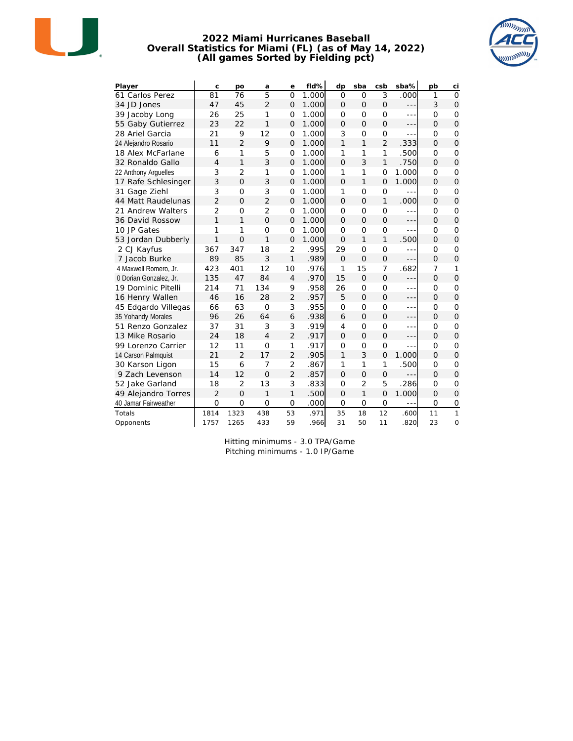# 2022 Miami Hurricanes Baseball
## Overall Statistics for Miami (FL) (as of May 14, 2022)
## (All games Sorted by Fielding pct)

| Player | c | po | a | e | fld% | dp | sba | csb | sba% | pb | ci |
|---|---|---|---|---|---|---|---|---|---|---|---|
| 61 Carlos Perez | 81 | 76 | 5 | 0 | 1.000 | 0 | 0 | 3 | .000 | 1 | 0 |
| 34 JD Jones | 47 | 45 | 2 | 0 | 1.000 | 0 | 0 | 0 | --- | 3 | 0 |
| 39 Jacoby Long | 26 | 25 | 1 | 0 | 1.000 | 0 | 0 | 0 | --- | 0 | 0 |
| 55 Gaby Gutierrez | 23 | 22 | 1 | 0 | 1.000 | 0 | 0 | 0 | --- | 0 | 0 |
| 28 Ariel Garcia | 21 | 9 | 12 | 0 | 1.000 | 3 | 0 | 0 | --- | 0 | 0 |
| 24 Alejandro Rosario | 11 | 2 | 9 | 0 | 1.000 | 1 | 1 | 2 | .333 | 0 | 0 |
| 18 Alex McFarlane | 6 | 1 | 5 | 0 | 1.000 | 1 | 1 | 1 | .500 | 0 | 0 |
| 32 Ronaldo Gallo | 4 | 1 | 3 | 0 | 1.000 | 0 | 3 | 1 | .750 | 0 | 0 |
| 22 Anthony Arguelles | 3 | 2 | 1 | 0 | 1.000 | 1 | 1 | 0 | 1.000 | 0 | 0 |
| 17 Rafe Schlesinger | 3 | 0 | 3 | 0 | 1.000 | 0 | 1 | 0 | 1.000 | 0 | 0 |
| 31 Gage Ziehl | 3 | 0 | 3 | 0 | 1.000 | 1 | 0 | 0 | --- | 0 | 0 |
| 44 Matt Raudelunas | 2 | 0 | 2 | 0 | 1.000 | 0 | 0 | 1 | .000 | 0 | 0 |
| 21 Andrew Walters | 2 | 0 | 2 | 0 | 1.000 | 0 | 0 | 0 | --- | 0 | 0 |
| 36 David Rossow | 1 | 1 | 0 | 0 | 1.000 | 0 | 0 | 0 | --- | 0 | 0 |
| 10 JP Gates | 1 | 1 | 0 | 0 | 1.000 | 0 | 0 | 0 | --- | 0 | 0 |
| 53 Jordan Dubberly | 1 | 0 | 1 | 0 | 1.000 | 0 | 1 | 1 | .500 | 0 | 0 |
| 2 CJ Kayfus | 367 | 347 | 18 | 2 | .995 | 29 | 0 | 0 | --- | 0 | 0 |
| 7 Jacob Burke | 89 | 85 | 3 | 1 | .989 | 0 | 0 | 0 | --- | 0 | 0 |
| 4 Maxwell Romero, Jr. | 423 | 401 | 12 | 10 | .976 | 1 | 15 | 7 | .682 | 7 | 1 |
| 0 Dorian Gonzalez, Jr. | 135 | 47 | 84 | 4 | .970 | 15 | 0 | 0 | --- | 0 | 0 |
| 19 Dominic Pitelli | 214 | 71 | 134 | 9 | .958 | 26 | 0 | 0 | --- | 0 | 0 |
| 16 Henry Wallen | 46 | 16 | 28 | 2 | .957 | 5 | 0 | 0 | --- | 0 | 0 |
| 45 Edgardo Villegas | 66 | 63 | 0 | 3 | .955 | 0 | 0 | 0 | --- | 0 | 0 |
| 35 Yohandy Morales | 96 | 26 | 64 | 6 | .938 | 6 | 0 | 0 | --- | 0 | 0 |
| 51 Renzo Gonzalez | 37 | 31 | 3 | 3 | .919 | 4 | 0 | 0 | --- | 0 | 0 |
| 13 Mike Rosario | 24 | 18 | 4 | 2 | .917 | 0 | 0 | 0 | --- | 0 | 0 |
| 99 Lorenzo Carrier | 12 | 11 | 0 | 1 | .917 | 0 | 0 | 0 | --- | 0 | 0 |
| 14 Carson Palmquist | 21 | 2 | 17 | 2 | .905 | 1 | 3 | 0 | 1.000 | 0 | 0 |
| 30 Karson Ligon | 15 | 6 | 7 | 2 | .867 | 1 | 1 | 1 | .500 | 0 | 0 |
| 9 Zach Levenson | 14 | 12 | 0 | 2 | .857 | 0 | 0 | 0 | --- | 0 | 0 |
| 52 Jake Garland | 18 | 2 | 13 | 3 | .833 | 0 | 2 | 5 | .286 | 0 | 0 |
| 49 Alejandro Torres | 2 | 0 | 1 | 1 | .500 | 0 | 1 | 0 | 1.000 | 0 | 0 |
| 40 Jamar Fairweather | 0 | 0 | 0 | 0 | .000 | 0 | 0 | 0 | --- | 0 | 0 |
| Totals | 1814 | 1323 | 438 | 53 | .971 | 35 | 18 | 12 | .600 | 11 | 1 |
| Opponents | 1757 | 1265 | 433 | 59 | .966 | 31 | 50 | 11 | .820 | 23 | 0 |

Hitting minimums - 3.0 TPA/Game
Pitching minimums - 1.0 IP/Game